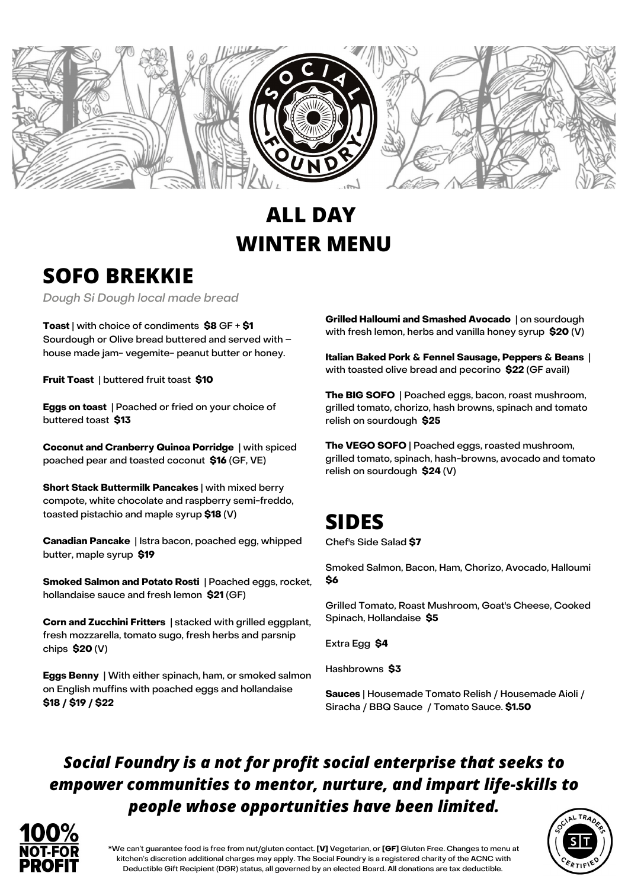# ALL DAY WINTER MENU

## SOFO BREKKIE

*Dough Si Dough local made bread*

**Toast** | with choice of condiments **$8** GF + **$1**
Sourdough or Olive bread buttered and served with – house made jam- vegemite- peanut butter or honey.

**Fruit Toast** | buttered fruit toast **$10**

**Eggs on toast** | Poached or fried on your choice of buttered toast **$13**

**Coconut and Cranberry Quinoa Porridge** | with spiced poached pear and toasted coconut **$16** (GF, VE)

**Short Stack Buttermilk Pancakes** | with mixed berry compote, white chocolate and raspberry semi-freddo, toasted pistachio and maple syrup **$18** (V)

**Canadian Pancake** | Istra bacon, poached egg, whipped butter, maple syrup **$19**

**Smoked Salmon and Potato Rosti** | Poached eggs, rocket, hollandaise sauce and fresh lemon **$21** (GF)

**Corn and Zucchini Fritters** | stacked with grilled eggplant, fresh mozzarella, tomato sugo, fresh herbs and parsnip chips **$20** (V)

**Eggs Benny** | With either spinach, ham, or smoked salmon on English muffins with poached eggs and hollandaise **$18 / $19 / $22**

**Grilled Halloumi and Smashed Avocado** | on sourdough with fresh lemon, herbs and vanilla honey syrup **$20** (V)

**Italian Baked Pork & Fennel Sausage, Peppers & Beans** | with toasted olive bread and pecorino **$22** (GF avail)

**The BIG SOFO** | Poached eggs, bacon, roast mushroom, grilled tomato, chorizo, hash browns, spinach and tomato relish on sourdough **$25**

**The VEGO SOFO** | Poached eggs, roasted mushroom, grilled tomato, spinach, hash-browns, avocado and tomato relish on sourdough **$24** (V)

## SIDES

Chef's Side Salad **$7**

Smoked Salmon, Bacon, Ham, Chorizo, Avocado, Halloumi **$6**

Grilled Tomato, Roast Mushroom, Goat's Cheese, Cooked Spinach, Hollandaise **$5**

Extra Egg **$4**

Hashbrowns **$3**

**Sauces** | Housemade Tomato Relish / Housemade Aioli / Siracha / BBQ Sauce / Tomato Sauce. **$1.50**

***Social Foundry is a not for profit social enterprise that seeks to empower communities to mentor, nurture, and impart life-skills to people whose opportunities have been limited.***

**100% NOT-FOR PROFIT**

*We can't guarantee food is free from nut/gluten contact. **[V]** Vegetarian, or **[GF]** Gluten Free. Changes to menu at kitchen's discretion additional charges may apply. The Social Foundry is a registered charity of the ACNC with Deductible Gift Recipient (DGR) status, all governed by an elected Board. All donations are tax deductible.

SOCIAL TRADERS CERTIFIED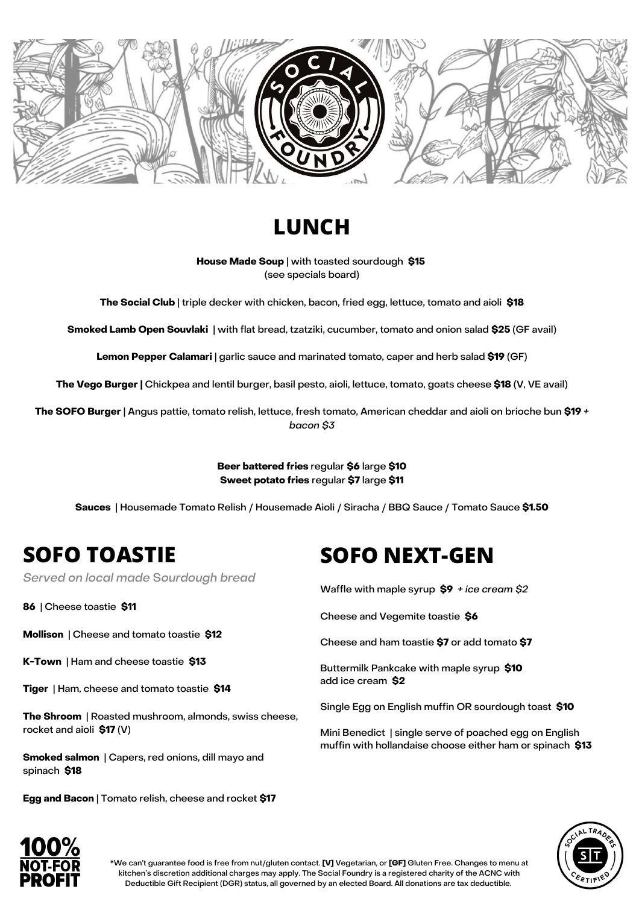# LUNCH

**House Made Soup** | with toasted sourdough **$15**
(see specials board)

**The Social Club** | triple decker with chicken, bacon, fried egg, lettuce, tomato and aioli **$18**

**Smoked Lamb Open Souvlaki** | with flat bread, tzatziki, cucumber, tomato and onion salad **$25** (GF avail)

**Lemon Pepper Calamari** | garlic sauce and marinated tomato, caper and herb salad **$19** (GF)

**The Vego Burger |** Chickpea and lentil burger, basil pesto, aioli, lettuce, tomato, goats cheese **$18** (V, VE avail)

**The SOFO Burger** | Angus pattie, tomato relish, lettuce, fresh tomato, American cheddar and aioli on brioche bun **$19** *+ bacon $3*

**Beer battered fries** regular **$6** large **$10**
**Sweet potato fries** regular **$7** large **$11**

**Sauces** | Housemade Tomato Relish / Housemade Aioli / Siracha / BBQ Sauce / Tomato Sauce **$1.50**

## SOFO TOASTIE

*Served on local made Sourdough bread*

**86** | Cheese toastie **$11**

**Mollison** | Cheese and tomato toastie **$12**

**K-Town** | Ham and cheese toastie **$13**

**Tiger** | Ham, cheese and tomato toastie **$14**

**The Shroom** | Roasted mushroom, almonds, swiss cheese, rocket and aioli **$17** (V)

**Smoked salmon** | Capers, red onions, dill mayo and spinach **$18**

**Egg and Bacon** | Tomato relish, cheese and rocket **$17**

## SOFO NEXT-GEN

Waffle with maple syrup **$9** *+ ice cream $2*

Cheese and Vegemite toastie **$6**

Cheese and ham toastie **$7** or add tomato **$7**

Buttermilk Pankcake with maple syrup **$10**
add ice cream **$2**

Single Egg on English muffin OR sourdough toast **$10**

Mini Benedict | single serve of poached egg on English muffin with hollandaise choose either ham or spinach **$13**

**100% NOT-FOR PROFIT**

*We can't guarantee food is free from nut/gluten contact. **[V]** Vegetarian, or **[GF]** Gluten Free. Changes to menu at kitchen's discretion additional charges may apply. The Social Foundry is a registered charity of the ACNC with Deductible Gift Recipient (DGR) status, all governed by an elected Board. All donations are tax deductible.